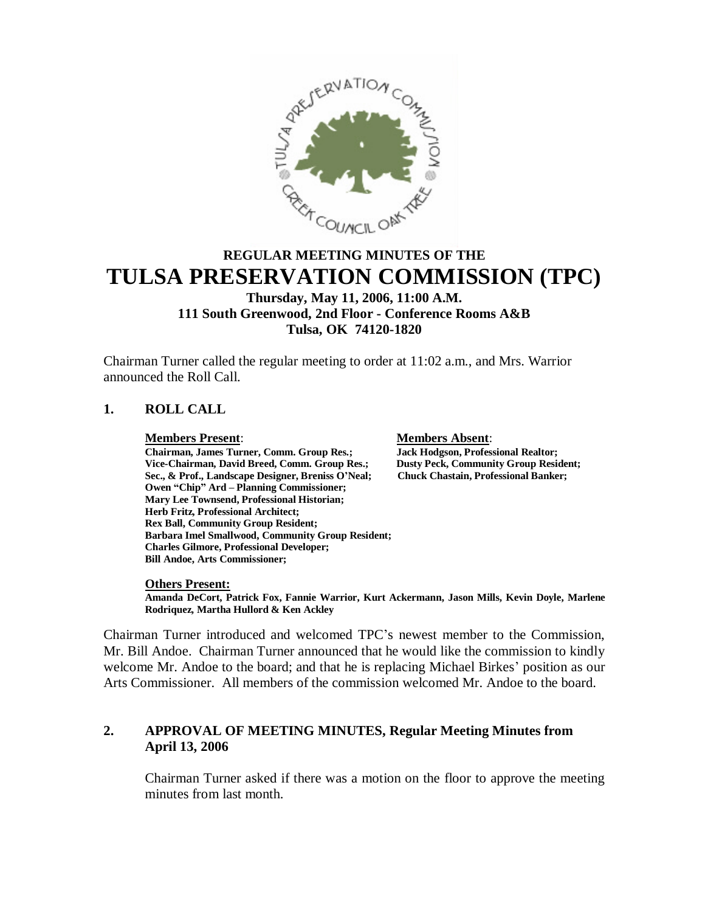# REGULAR MEETING MINUTES OF THE TULSA PRESERVATION COMMISSION (TPC)

**Thursday, May 11, 2006, 11:00 A.M.**
**111 South Greenwood, 2nd Floor - Conference Rooms A&B**
**Tulsa, OK 74120-1820**

Chairman Turner called the regular meeting to order at 11:02 a.m., and Mrs. Warrior announced the Roll Call.

## 1. ROLL CALL

**Members Present**:

**Chairman, James Turner, Comm. Group Res.;**
**Vice-Chairman, David Breed, Comm. Group Res.;**
**Sec., & Prof., Landscape Designer, Breniss O'Neal;**
**Owen "Chip" Ard – Planning Commissioner;**
**Mary Lee Townsend, Professional Historian;**
**Herb Fritz, Professional Architect;**
**Rex Ball, Community Group Resident;**
**Barbara Imel Smallwood, Community Group Resident;**
**Charles Gilmore, Professional Developer;**
**Bill Andoe, Arts Commissioner;**

**Members Absent**:

**Jack Hodgson, Professional Realtor;**
**Dusty Peck, Community Group Resident;**
**Chuck Chastain, Professional Banker;**

**Others Present:**

**Amanda DeCort, Patrick Fox, Fannie Warrior, Kurt Ackermann, Jason Mills, Kevin Doyle, Marlene Rodriquez, Martha Hullord & Ken Ackley**

Chairman Turner introduced and welcomed TPC's newest member to the Commission, Mr. Bill Andoe. Chairman Turner announced that he would like the commission to kindly welcome Mr. Andoe to the board; and that he is replacing Michael Birkes' position as our Arts Commissioner. All members of the commission welcomed Mr. Andoe to the board.

## 2. APPROVAL OF MEETING MINUTES, Regular Meeting Minutes from April 13, 2006

Chairman Turner asked if there was a motion on the floor to approve the meeting minutes from last month.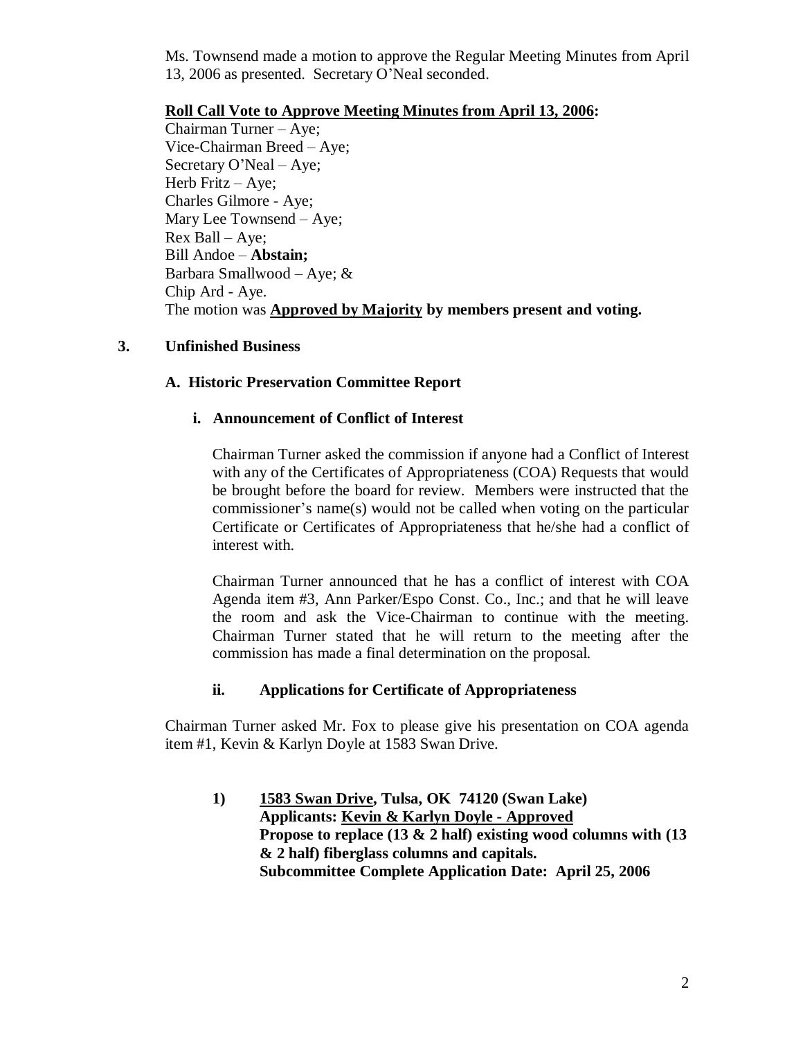Ms. Townsend made a motion to approve the Regular Meeting Minutes from April 13, 2006 as presented. Secretary O'Neal seconded.

**Roll Call Vote to Approve Meeting Minutes from April 13, 2006:**

Chairman Turner – Aye;
Vice-Chairman Breed – Aye;
Secretary O'Neal – Aye;
Herb Fritz – Aye;
Charles Gilmore - Aye;
Mary Lee Townsend – Aye;
Rex Ball – Aye;
Bill Andoe – **Abstain;**
Barbara Smallwood – Aye; &
Chip Ard - Aye.
The motion was **Approved by Majority by members present and voting.**

## 3. Unfinished Business

### A. Historic Preservation Committee Report

#### i. Announcement of Conflict of Interest

Chairman Turner asked the commission if anyone had a Conflict of Interest with any of the Certificates of Appropriateness (COA) Requests that would be brought before the board for review. Members were instructed that the commissioner's name(s) would not be called when voting on the particular Certificate or Certificates of Appropriateness that he/she had a conflict of interest with.

Chairman Turner announced that he has a conflict of interest with COA Agenda item #3, Ann Parker/Espo Const. Co., Inc.; and that he will leave the room and ask the Vice-Chairman to continue with the meeting. Chairman Turner stated that he will return to the meeting after the commission has made a final determination on the proposal.

#### ii. Applications for Certificate of Appropriateness

Chairman Turner asked Mr. Fox to please give his presentation on COA agenda item #1, Kevin & Karlyn Doyle at 1583 Swan Drive.

**1) 1583 Swan Drive, Tulsa, OK 74120 (Swan Lake)**
**Applicants: Kevin & Karlyn Doyle - Approved**
**Propose to replace (13 & 2 half) existing wood columns with (13 & 2 half) fiberglass columns and capitals.**
**Subcommittee Complete Application Date: April 25, 2006**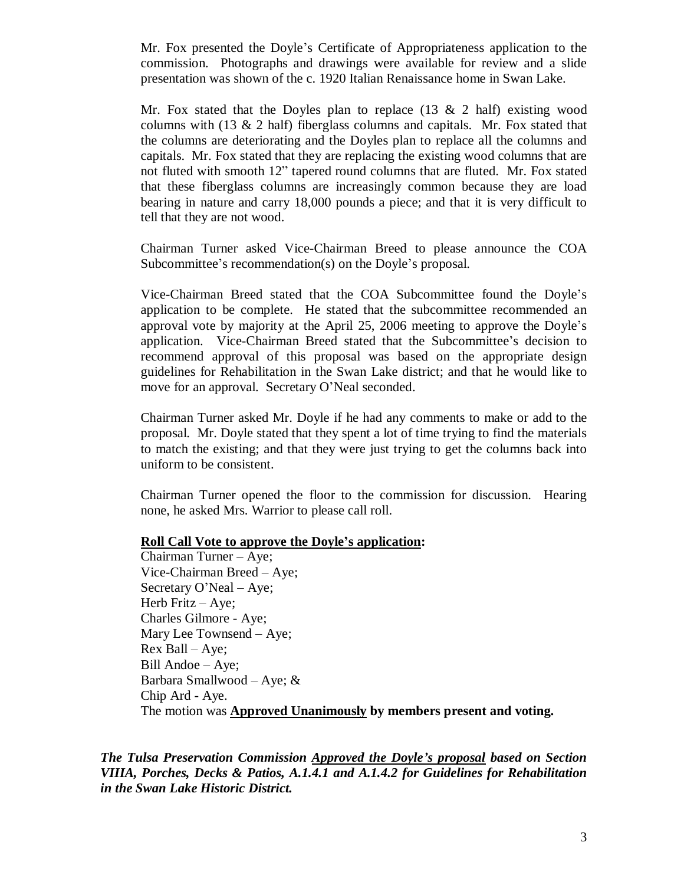Mr. Fox presented the Doyle's Certificate of Appropriateness application to the commission. Photographs and drawings were available for review and a slide presentation was shown of the c. 1920 Italian Renaissance home in Swan Lake.

Mr. Fox stated that the Doyles plan to replace (13 & 2 half) existing wood columns with (13 & 2 half) fiberglass columns and capitals. Mr. Fox stated that the columns are deteriorating and the Doyles plan to replace all the columns and capitals. Mr. Fox stated that they are replacing the existing wood columns that are not fluted with smooth 12" tapered round columns that are fluted. Mr. Fox stated that these fiberglass columns are increasingly common because they are load bearing in nature and carry 18,000 pounds a piece; and that it is very difficult to tell that they are not wood.

Chairman Turner asked Vice-Chairman Breed to please announce the COA Subcommittee's recommendation(s) on the Doyle's proposal.

Vice-Chairman Breed stated that the COA Subcommittee found the Doyle's application to be complete. He stated that the subcommittee recommended an approval vote by majority at the April 25, 2006 meeting to approve the Doyle's application. Vice-Chairman Breed stated that the Subcommittee's decision to recommend approval of this proposal was based on the appropriate design guidelines for Rehabilitation in the Swan Lake district; and that he would like to move for an approval. Secretary O'Neal seconded.

Chairman Turner asked Mr. Doyle if he had any comments to make or add to the proposal. Mr. Doyle stated that they spent a lot of time trying to find the materials to match the existing; and that they were just trying to get the columns back into uniform to be consistent.

Chairman Turner opened the floor to the commission for discussion. Hearing none, he asked Mrs. Warrior to please call roll.

**Roll Call Vote to approve the Doyle's application:**

Chairman Turner – Aye;
Vice-Chairman Breed – Aye;
Secretary O'Neal – Aye;
Herb Fritz – Aye;
Charles Gilmore - Aye;
Mary Lee Townsend – Aye;
Rex Ball – Aye;
Bill Andoe – Aye;
Barbara Smallwood – Aye; &
Chip Ard - Aye.
The motion was **Approved Unanimously by members present and voting.**

***The Tulsa Preservation Commission Approved the Doyle's proposal based on Section VIIIA, Porches, Decks & Patios, A.1.4.1 and A.1.4.2 for Guidelines for Rehabilitation in the Swan Lake Historic District.***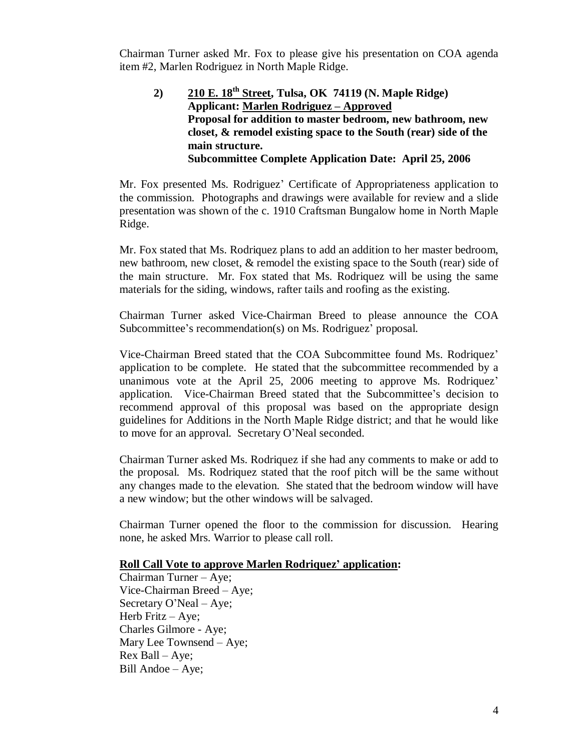Chairman Turner asked Mr. Fox to please give his presentation on COA agenda item #2, Marlen Rodriguez in North Maple Ridge.

> **2) <u>210 E. 18th Street</u>, Tulsa, OK 74119 (N. Maple Ridge)**
> **Applicant: <u>Marlen Rodriguez – Approved</u>**
> **Proposal for addition to master bedroom, new bathroom, new closet, & remodel existing space to the South (rear) side of the main structure.**
> **Subcommittee Complete Application Date: April 25, 2006**

Mr. Fox presented Ms. Rodriguez' Certificate of Appropriateness application to the commission. Photographs and drawings were available for review and a slide presentation was shown of the c. 1910 Craftsman Bungalow home in North Maple Ridge.

Mr. Fox stated that Ms. Rodriquez plans to add an addition to her master bedroom, new bathroom, new closet, & remodel the existing space to the South (rear) side of the main structure. Mr. Fox stated that Ms. Rodriquez will be using the same materials for the siding, windows, rafter tails and roofing as the existing.

Chairman Turner asked Vice-Chairman Breed to please announce the COA Subcommittee's recommendation(s) on Ms. Rodriguez' proposal.

Vice-Chairman Breed stated that the COA Subcommittee found Ms. Rodriquez' application to be complete. He stated that the subcommittee recommended by a unanimous vote at the April 25, 2006 meeting to approve Ms. Rodriquez' application. Vice-Chairman Breed stated that the Subcommittee's decision to recommend approval of this proposal was based on the appropriate design guidelines for Additions in the North Maple Ridge district; and that he would like to move for an approval. Secretary O'Neal seconded.

Chairman Turner asked Ms. Rodriquez if she had any comments to make or add to the proposal. Ms. Rodriquez stated that the roof pitch will be the same without any changes made to the elevation. She stated that the bedroom window will have a new window; but the other windows will be salvaged.

Chairman Turner opened the floor to the commission for discussion. Hearing none, he asked Mrs. Warrior to please call roll.

**<u>Roll Call Vote to approve Marlen Rodriquez' application</u>:**

Chairman Turner – Aye;
Vice-Chairman Breed – Aye;
Secretary O'Neal – Aye;
Herb Fritz – Aye;
Charles Gilmore - Aye;
Mary Lee Townsend – Aye;
Rex Ball – Aye;
Bill Andoe – Aye;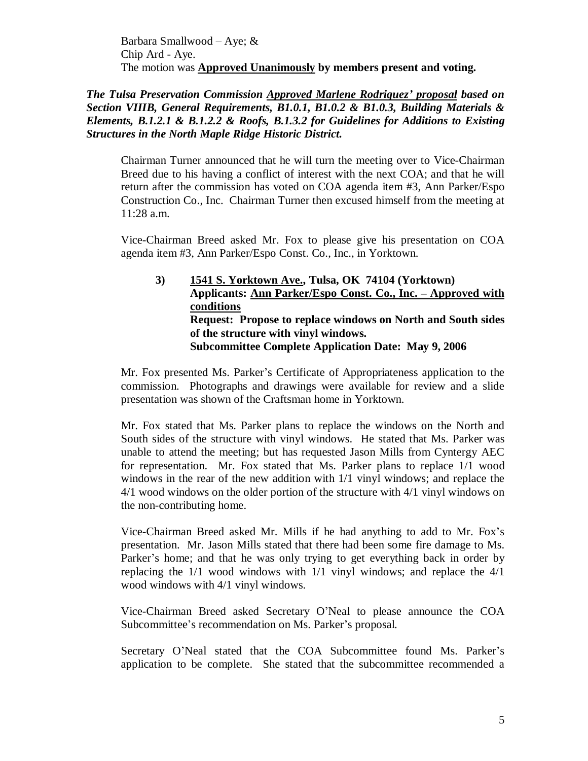Barbara Smallwood – Aye; &
Chip Ard - Aye.
The motion was **Approved Unanimously by members present and voting.**

***The Tulsa Preservation Commission Approved Marlene Rodriquez' proposal based on Section VIIIB, General Requirements, B1.0.1, B1.0.2 & B1.0.3, Building Materials & Elements, B.1.2.1 & B.1.2.2 & Roofs, B.1.3.2 for Guidelines for Additions to Existing Structures in the North Maple Ridge Historic District.***

Chairman Turner announced that he will turn the meeting over to Vice-Chairman Breed due to his having a conflict of interest with the next COA; and that he will return after the commission has voted on COA agenda item #3, Ann Parker/Espo Construction Co., Inc. Chairman Turner then excused himself from the meeting at 11:28 a.m.

Vice-Chairman Breed asked Mr. Fox to please give his presentation on COA agenda item #3, Ann Parker/Espo Const. Co., Inc., in Yorktown.

**3) 1541 S. Yorktown Ave., Tulsa, OK 74104 (Yorktown)**
**Applicants: Ann Parker/Espo Const. Co., Inc. – Approved with conditions**
**Request: Propose to replace windows on North and South sides of the structure with vinyl windows.**
**Subcommittee Complete Application Date: May 9, 2006**

Mr. Fox presented Ms. Parker's Certificate of Appropriateness application to the commission. Photographs and drawings were available for review and a slide presentation was shown of the Craftsman home in Yorktown.

Mr. Fox stated that Ms. Parker plans to replace the windows on the North and South sides of the structure with vinyl windows. He stated that Ms. Parker was unable to attend the meeting; but has requested Jason Mills from Cyntergy AEC for representation. Mr. Fox stated that Ms. Parker plans to replace 1/1 wood windows in the rear of the new addition with 1/1 vinyl windows; and replace the 4/1 wood windows on the older portion of the structure with 4/1 vinyl windows on the non-contributing home.

Vice-Chairman Breed asked Mr. Mills if he had anything to add to Mr. Fox's presentation. Mr. Jason Mills stated that there had been some fire damage to Ms. Parker's home; and that he was only trying to get everything back in order by replacing the 1/1 wood windows with 1/1 vinyl windows; and replace the 4/1 wood windows with 4/1 vinyl windows.

Vice-Chairman Breed asked Secretary O'Neal to please announce the COA Subcommittee's recommendation on Ms. Parker's proposal.

Secretary O'Neal stated that the COA Subcommittee found Ms. Parker's application to be complete. She stated that the subcommittee recommended a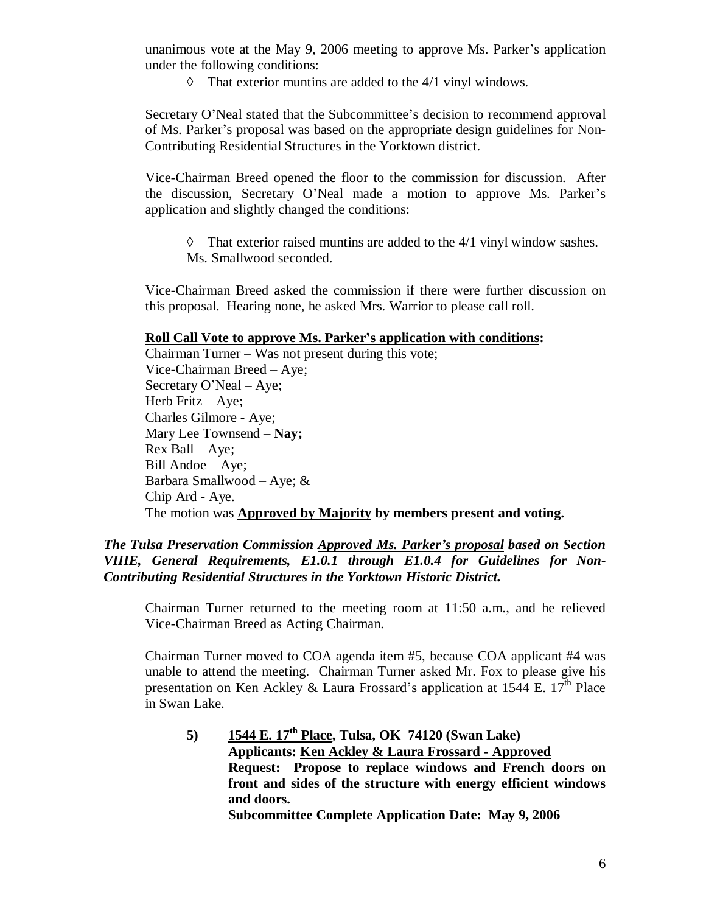unanimous vote at the May 9, 2006 meeting to approve Ms. Parker's application under the following conditions:

◊ That exterior muntins are added to the 4/1 vinyl windows.

Secretary O'Neal stated that the Subcommittee's decision to recommend approval of Ms. Parker's proposal was based on the appropriate design guidelines for Non-Contributing Residential Structures in the Yorktown district.

Vice-Chairman Breed opened the floor to the commission for discussion. After the discussion, Secretary O'Neal made a motion to approve Ms. Parker's application and slightly changed the conditions:

◊ That exterior raised muntins are added to the 4/1 vinyl window sashes.
Ms. Smallwood seconded.

Vice-Chairman Breed asked the commission if there were further discussion on this proposal. Hearing none, he asked Mrs. Warrior to please call roll.

**Roll Call Vote to approve Ms. Parker's application with conditions:**

Chairman Turner – Was not present during this vote;
Vice-Chairman Breed – Aye;
Secretary O'Neal – Aye;
Herb Fritz – Aye;
Charles Gilmore - Aye;
Mary Lee Townsend – **Nay;**
Rex Ball – Aye;
Bill Andoe – Aye;
Barbara Smallwood – Aye; &
Chip Ard - Aye.
The motion was **Approved by Majority by members present and voting.**

***The Tulsa Preservation Commission Approved Ms. Parker's proposal based on Section VIIIE, General Requirements, E1.0.1 through E1.0.4 for Guidelines for Non-Contributing Residential Structures in the Yorktown Historic District.***

Chairman Turner returned to the meeting room at 11:50 a.m., and he relieved Vice-Chairman Breed as Acting Chairman.

Chairman Turner moved to COA agenda item #5, because COA applicant #4 was unable to attend the meeting. Chairman Turner asked Mr. Fox to please give his presentation on Ken Ackley & Laura Frossard's application at 1544 E. 17th Place in Swan Lake.

**5) 1544 E. 17th Place, Tulsa, OK 74120 (Swan Lake)**
**Applicants: Ken Ackley & Laura Frossard - Approved**
**Request: Propose to replace windows and French doors on front and sides of the structure with energy efficient windows and doors.**
**Subcommittee Complete Application Date: May 9, 2006**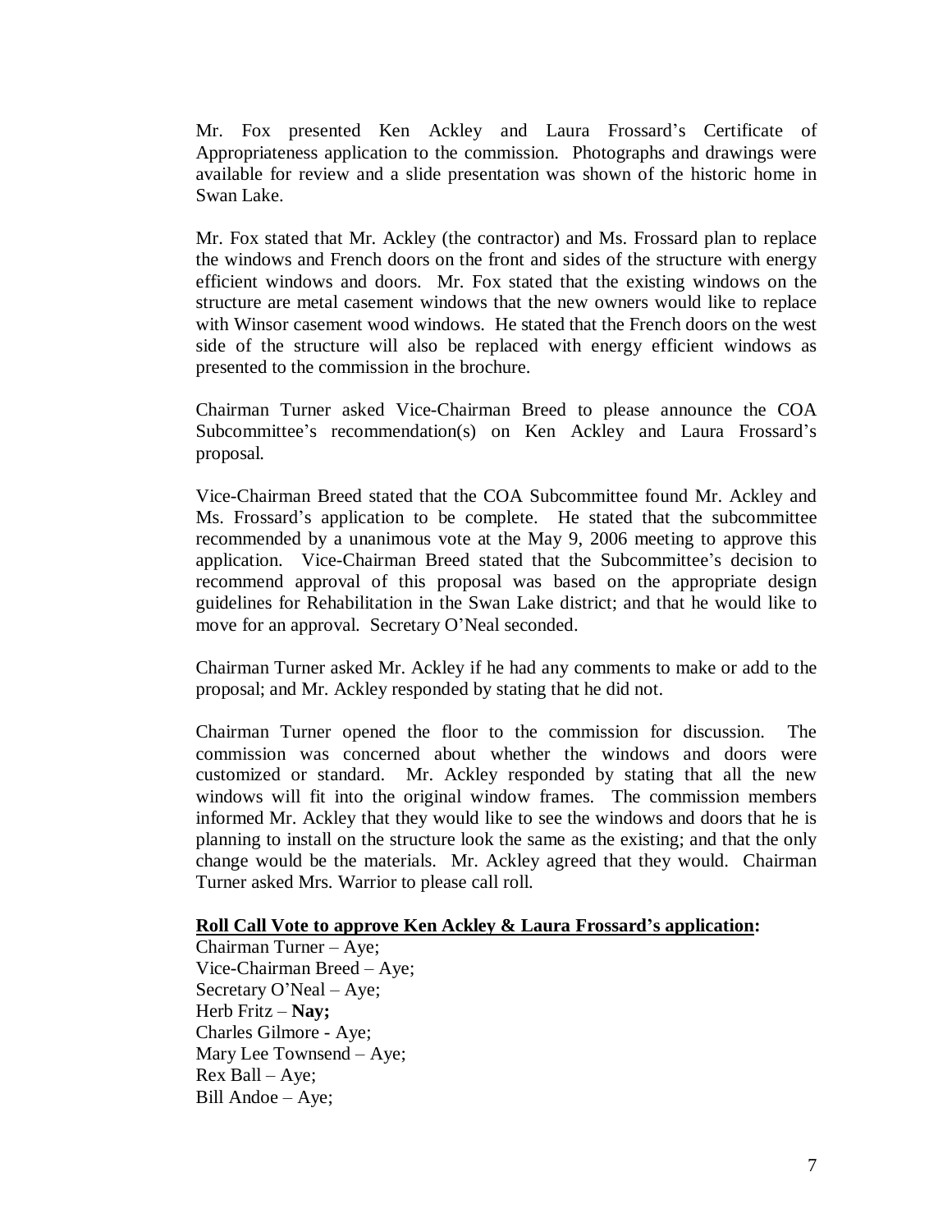Mr. Fox presented Ken Ackley and Laura Frossard's Certificate of Appropriateness application to the commission. Photographs and drawings were available for review and a slide presentation was shown of the historic home in Swan Lake.

Mr. Fox stated that Mr. Ackley (the contractor) and Ms. Frossard plan to replace the windows and French doors on the front and sides of the structure with energy efficient windows and doors. Mr. Fox stated that the existing windows on the structure are metal casement windows that the new owners would like to replace with Winsor casement wood windows. He stated that the French doors on the west side of the structure will also be replaced with energy efficient windows as presented to the commission in the brochure.

Chairman Turner asked Vice-Chairman Breed to please announce the COA Subcommittee's recommendation(s) on Ken Ackley and Laura Frossard's proposal.

Vice-Chairman Breed stated that the COA Subcommittee found Mr. Ackley and Ms. Frossard's application to be complete. He stated that the subcommittee recommended by a unanimous vote at the May 9, 2006 meeting to approve this application. Vice-Chairman Breed stated that the Subcommittee's decision to recommend approval of this proposal was based on the appropriate design guidelines for Rehabilitation in the Swan Lake district; and that he would like to move for an approval. Secretary O'Neal seconded.

Chairman Turner asked Mr. Ackley if he had any comments to make or add to the proposal; and Mr. Ackley responded by stating that he did not.

Chairman Turner opened the floor to the commission for discussion. The commission was concerned about whether the windows and doors were customized or standard. Mr. Ackley responded by stating that all the new windows will fit into the original window frames. The commission members informed Mr. Ackley that they would like to see the windows and doors that he is planning to install on the structure look the same as the existing; and that the only change would be the materials. Mr. Ackley agreed that they would. Chairman Turner asked Mrs. Warrior to please call roll.

**Roll Call Vote to approve Ken Ackley & Laura Frossard's application:**

Chairman Turner – Aye;
Vice-Chairman Breed – Aye;
Secretary O'Neal – Aye;
Herb Fritz – **Nay;**
Charles Gilmore - Aye;
Mary Lee Townsend – Aye;
Rex Ball – Aye;
Bill Andoe – Aye;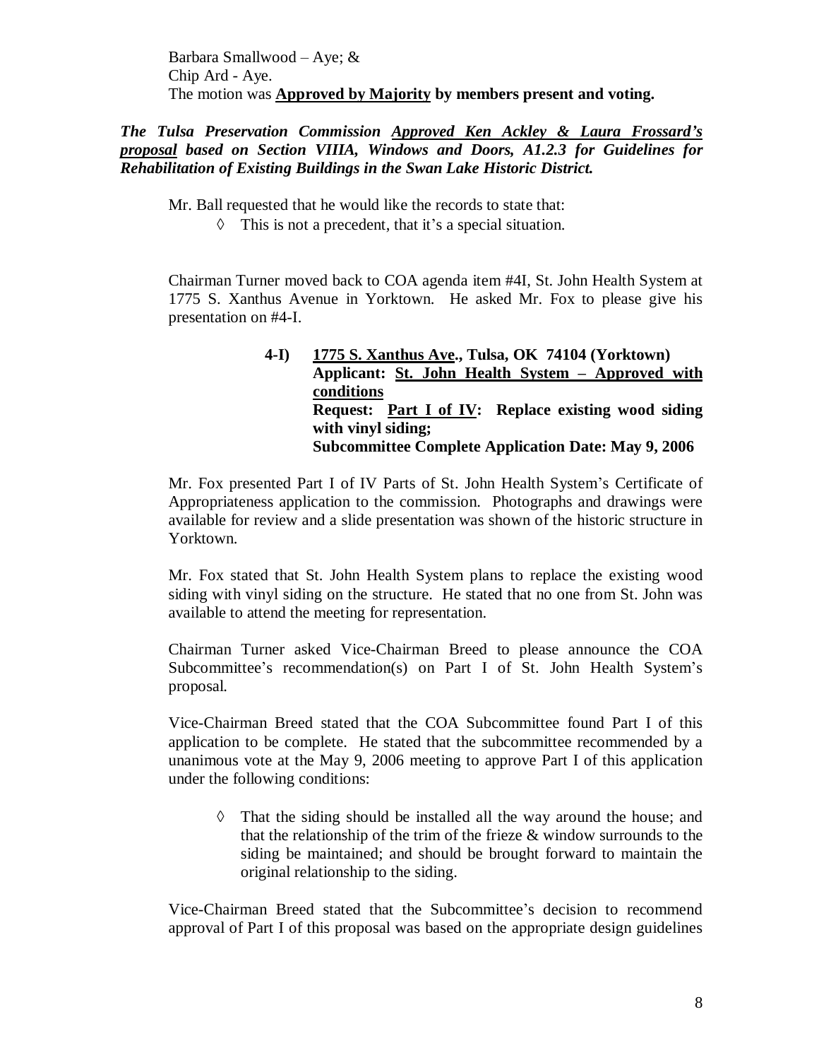Barbara Smallwood – Aye; &
Chip Ard - Aye.
The motion was **Approved by Majority by members present and voting.**

***The Tulsa Preservation Commission Approved Ken Ackley & Laura Frossard's proposal based on Section VIIIA, Windows and Doors, A1.2.3 for Guidelines for Rehabilitation of Existing Buildings in the Swan Lake Historic District.***

Mr. Ball requested that he would like the records to state that:

◊ This is not a precedent, that it's a special situation.

Chairman Turner moved back to COA agenda item #4I, St. John Health System at 1775 S. Xanthus Avenue in Yorktown. He asked Mr. Fox to please give his presentation on #4-I.

> **4-I) 1775 S. Xanthus Ave., Tulsa, OK 74104 (Yorktown)**
> **Applicant: St. John Health System – Approved with conditions**
> **Request: Part I of IV: Replace existing wood siding with vinyl siding;**
> **Subcommittee Complete Application Date: May 9, 2006**

Mr. Fox presented Part I of IV Parts of St. John Health System's Certificate of Appropriateness application to the commission. Photographs and drawings were available for review and a slide presentation was shown of the historic structure in Yorktown.

Mr. Fox stated that St. John Health System plans to replace the existing wood siding with vinyl siding on the structure. He stated that no one from St. John was available to attend the meeting for representation.

Chairman Turner asked Vice-Chairman Breed to please announce the COA Subcommittee's recommendation(s) on Part I of St. John Health System's proposal.

Vice-Chairman Breed stated that the COA Subcommittee found Part I of this application to be complete. He stated that the subcommittee recommended by a unanimous vote at the May 9, 2006 meeting to approve Part I of this application under the following conditions:

◊ That the siding should be installed all the way around the house; and that the relationship of the trim of the frieze & window surrounds to the siding be maintained; and should be brought forward to maintain the original relationship to the siding.

Vice-Chairman Breed stated that the Subcommittee's decision to recommend approval of Part I of this proposal was based on the appropriate design guidelines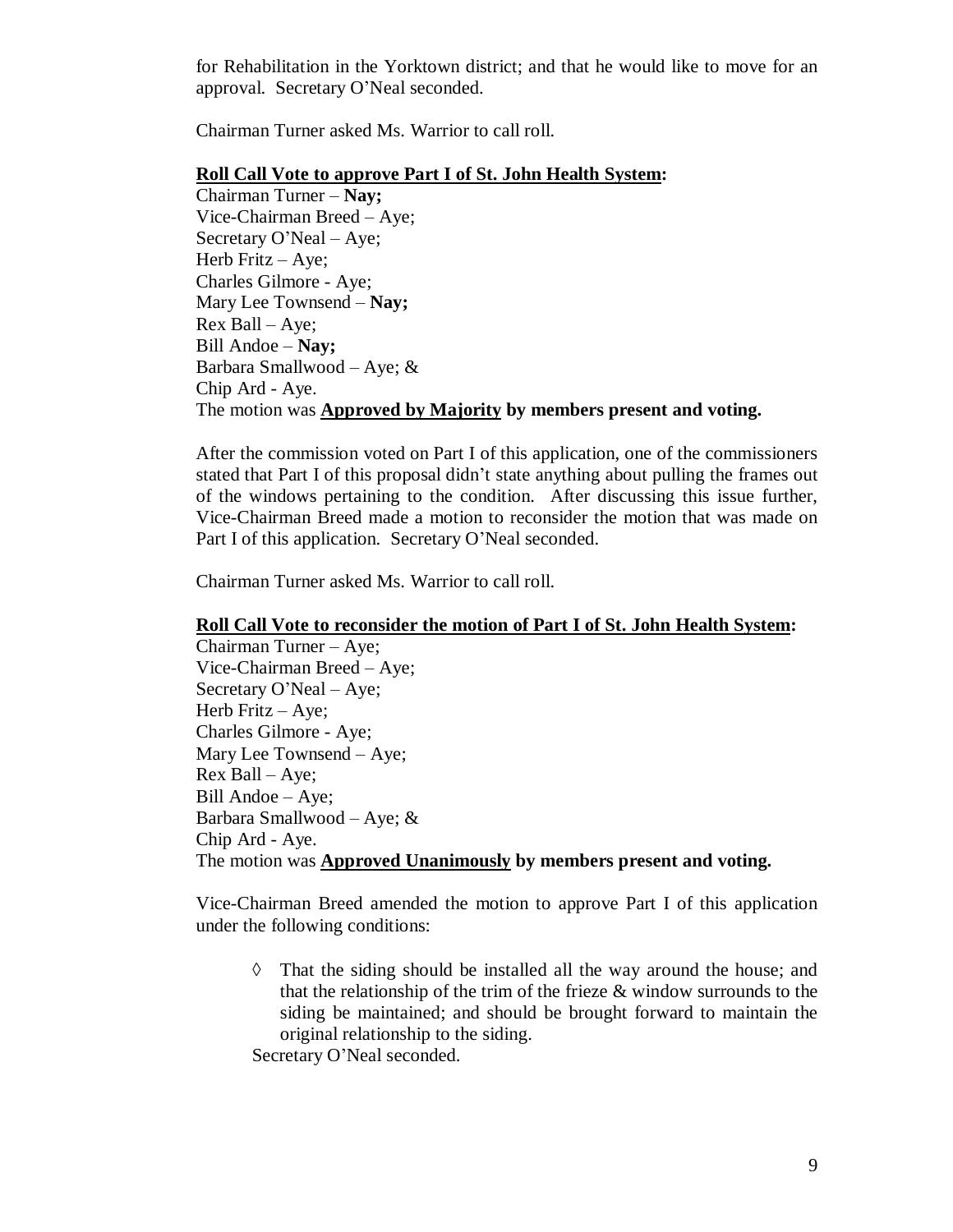for Rehabilitation in the Yorktown district; and that he would like to move for an approval. Secretary O'Neal seconded.

Chairman Turner asked Ms. Warrior to call roll.

**<u>Roll Call Vote to approve Part I of St. John Health System</u>:**
Chairman Turner – **Nay;**
Vice-Chairman Breed – Aye;
Secretary O'Neal – Aye;
Herb Fritz – Aye;
Charles Gilmore - Aye;
Mary Lee Townsend – **Nay;**
Rex Ball – Aye;
Bill Andoe – **Nay;**
Barbara Smallwood – Aye; &
Chip Ard - Aye.
The motion was **<u>Approved by Majority</u> by members present and voting.**

After the commission voted on Part I of this application, one of the commissioners stated that Part I of this proposal didn't state anything about pulling the frames out of the windows pertaining to the condition. After discussing this issue further, Vice-Chairman Breed made a motion to reconsider the motion that was made on Part I of this application. Secretary O'Neal seconded.

Chairman Turner asked Ms. Warrior to call roll.

**<u>Roll Call Vote to reconsider the motion of Part I of St. John Health System</u>:**
Chairman Turner – Aye;
Vice-Chairman Breed – Aye;
Secretary O'Neal – Aye;
Herb Fritz – Aye;
Charles Gilmore - Aye;
Mary Lee Townsend – Aye;
Rex Ball – Aye;
Bill Andoe – Aye;
Barbara Smallwood – Aye; &
Chip Ard - Aye.
The motion was **<u>Approved Unanimously</u> by members present and voting.**

Vice-Chairman Breed amended the motion to approve Part I of this application under the following conditions:

- ◊ That the siding should be installed all the way around the house; and that the relationship of the trim of the frieze & window surrounds to the siding be maintained; and should be brought forward to maintain the original relationship to the siding.

Secretary O'Neal seconded.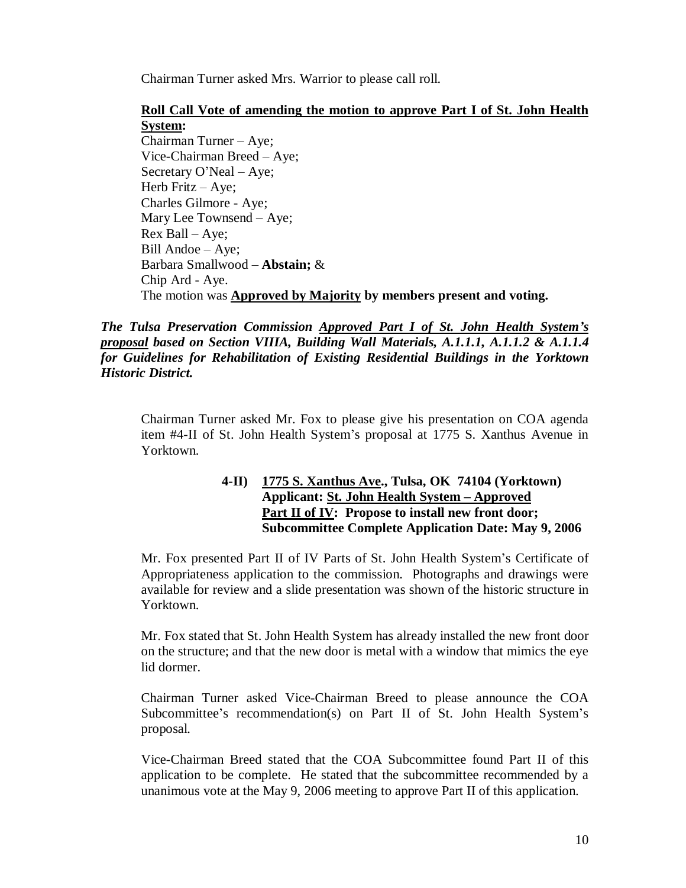Chairman Turner asked Mrs. Warrior to please call roll.

**Roll Call Vote of amending the motion to approve Part I of St. John Health System:**

Chairman Turner – Aye;
Vice-Chairman Breed – Aye;
Secretary O'Neal – Aye;
Herb Fritz – Aye;
Charles Gilmore - Aye;
Mary Lee Townsend – Aye;
Rex Ball – Aye;
Bill Andoe – Aye;
Barbara Smallwood – **Abstain;** &
Chip Ard - Aye.
The motion was **Approved by Majority by members present and voting.**

***The Tulsa Preservation Commission Approved Part I of St. John Health System's proposal based on Section VIIIA, Building Wall Materials, A.1.1.1, A.1.1.2 & A.1.1.4 for Guidelines for Rehabilitation of Existing Residential Buildings in the Yorktown Historic District.***

Chairman Turner asked Mr. Fox to please give his presentation on COA agenda item #4-II of St. John Health System's proposal at 1775 S. Xanthus Avenue in Yorktown.

**4-II) 1775 S. Xanthus Ave., Tulsa, OK 74104 (Yorktown)**
**Applicant: St. John Health System – Approved**
**Part II of IV: Propose to install new front door;**
**Subcommittee Complete Application Date: May 9, 2006**

Mr. Fox presented Part II of IV Parts of St. John Health System's Certificate of Appropriateness application to the commission. Photographs and drawings were available for review and a slide presentation was shown of the historic structure in Yorktown.

Mr. Fox stated that St. John Health System has already installed the new front door on the structure; and that the new door is metal with a window that mimics the eye lid dormer.

Chairman Turner asked Vice-Chairman Breed to please announce the COA Subcommittee's recommendation(s) on Part II of St. John Health System's proposal.

Vice-Chairman Breed stated that the COA Subcommittee found Part II of this application to be complete. He stated that the subcommittee recommended by a unanimous vote at the May 9, 2006 meeting to approve Part II of this application.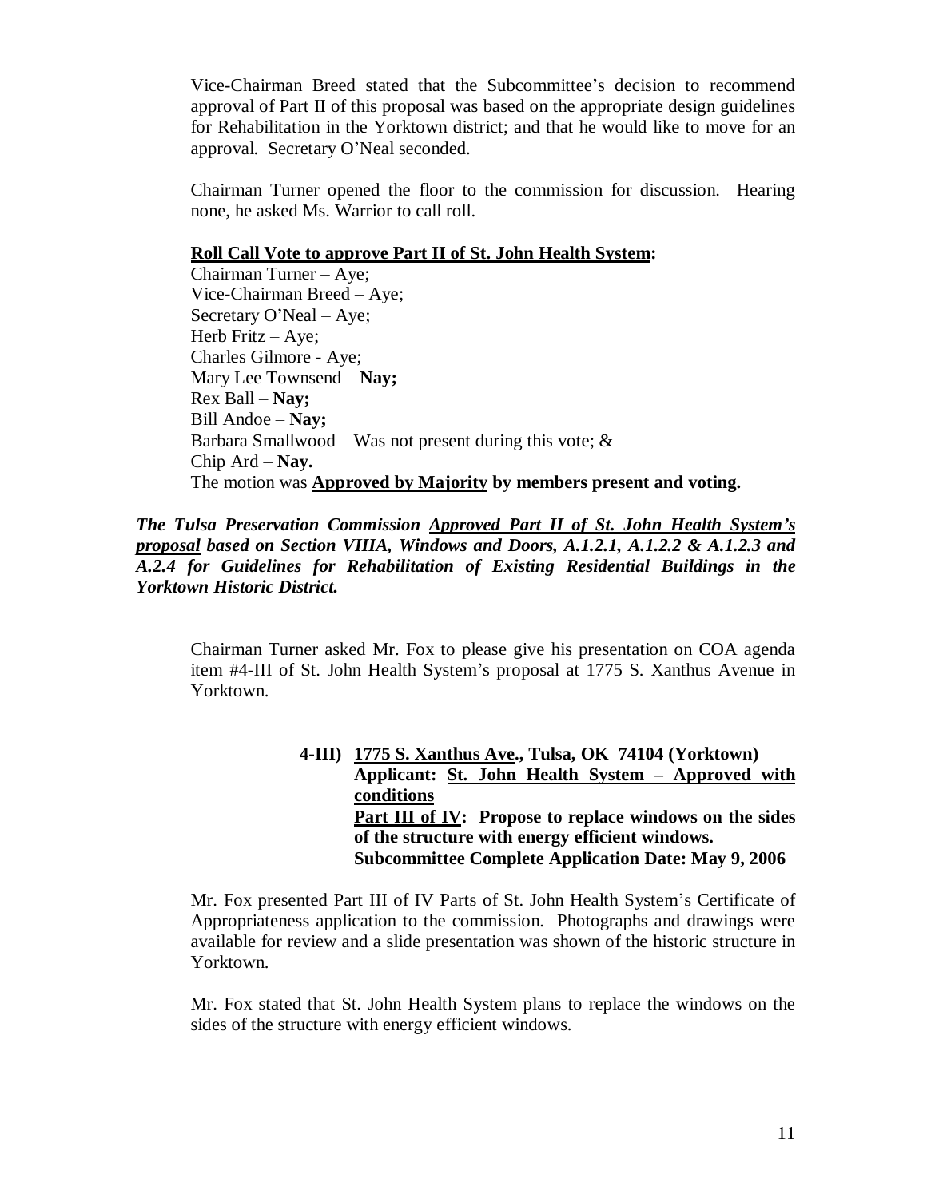Vice-Chairman Breed stated that the Subcommittee's decision to recommend approval of Part II of this proposal was based on the appropriate design guidelines for Rehabilitation in the Yorktown district; and that he would like to move for an approval. Secretary O'Neal seconded.

Chairman Turner opened the floor to the commission for discussion. Hearing none, he asked Ms. Warrior to call roll.

**Roll Call Vote to approve Part II of St. John Health System:**

Chairman Turner – Aye;
Vice-Chairman Breed – Aye;
Secretary O'Neal – Aye;
Herb Fritz – Aye;
Charles Gilmore - Aye;
Mary Lee Townsend – **Nay;**
Rex Ball – **Nay;**
Bill Andoe – **Nay;**
Barbara Smallwood – Was not present during this vote; &
Chip Ard – **Nay.**
The motion was **Approved by Majority by members present and voting.**

***The Tulsa Preservation Commission Approved Part II of St. John Health System's proposal based on Section VIIIA, Windows and Doors, A.1.2.1, A.1.2.2 & A.1.2.3 and A.2.4 for Guidelines for Rehabilitation of Existing Residential Buildings in the Yorktown Historic District.***

Chairman Turner asked Mr. Fox to please give his presentation on COA agenda item #4-III of St. John Health System's proposal at 1775 S. Xanthus Avenue in Yorktown.

**4-III) 1775 S. Xanthus Ave., Tulsa, OK 74104 (Yorktown)**
**Applicant: St. John Health System – Approved with conditions**
**Part III of IV: Propose to replace windows on the sides of the structure with energy efficient windows.**
**Subcommittee Complete Application Date: May 9, 2006**

Mr. Fox presented Part III of IV Parts of St. John Health System's Certificate of Appropriateness application to the commission. Photographs and drawings were available for review and a slide presentation was shown of the historic structure in Yorktown.

Mr. Fox stated that St. John Health System plans to replace the windows on the sides of the structure with energy efficient windows.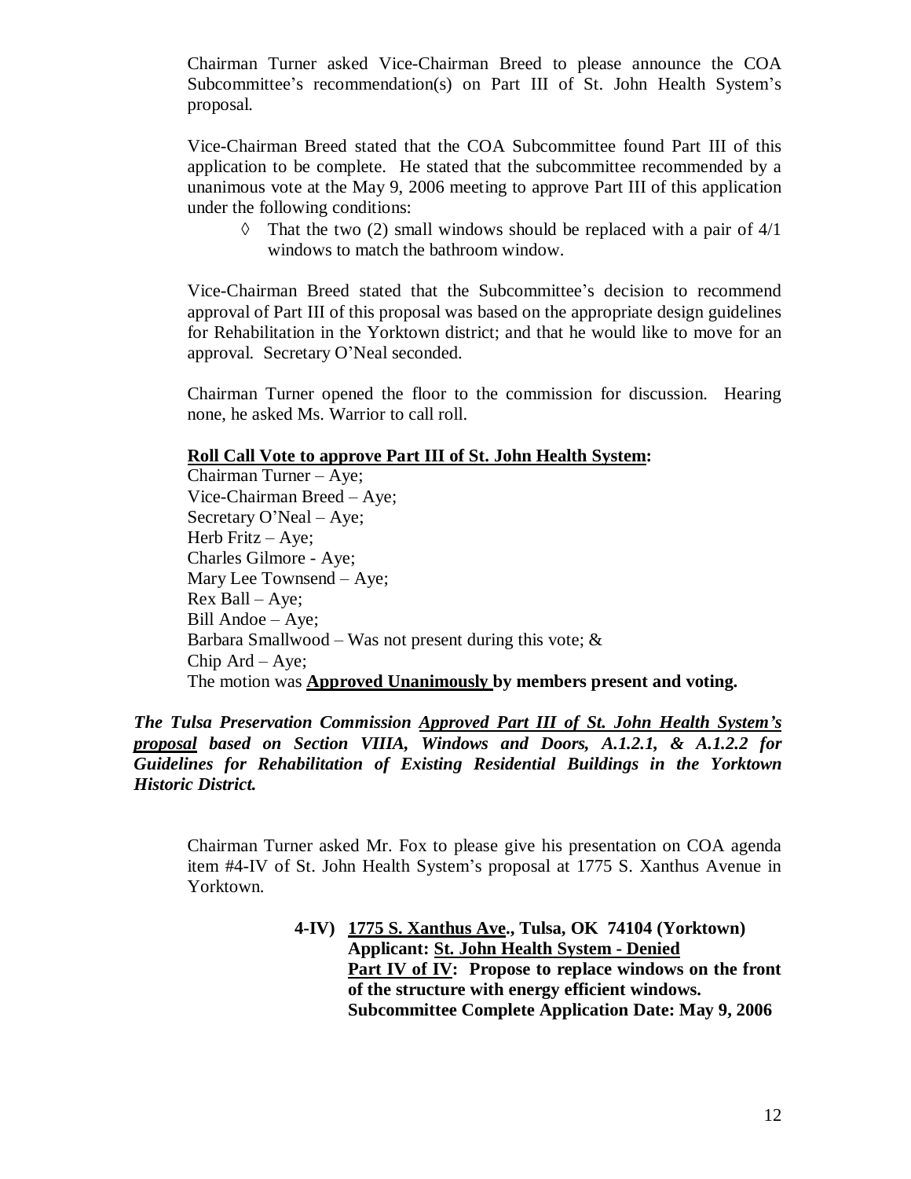Chairman Turner asked Vice-Chairman Breed to please announce the COA Subcommittee's recommendation(s) on Part III of St. John Health System's proposal.

Vice-Chairman Breed stated that the COA Subcommittee found Part III of this application to be complete. He stated that the subcommittee recommended by a unanimous vote at the May 9, 2006 meeting to approve Part III of this application under the following conditions:

◊ That the two (2) small windows should be replaced with a pair of 4/1 windows to match the bathroom window.

Vice-Chairman Breed stated that the Subcommittee's decision to recommend approval of Part III of this proposal was based on the appropriate design guidelines for Rehabilitation in the Yorktown district; and that he would like to move for an approval. Secretary O'Neal seconded.

Chairman Turner opened the floor to the commission for discussion. Hearing none, he asked Ms. Warrior to call roll.

**Roll Call Vote to approve Part III of St. John Health System:**

Chairman Turner – Aye;
Vice-Chairman Breed – Aye;
Secretary O'Neal – Aye;
Herb Fritz – Aye;
Charles Gilmore - Aye;
Mary Lee Townsend – Aye;
Rex Ball – Aye;
Bill Andoe – Aye;
Barbara Smallwood – Was not present during this vote; &
Chip Ard – Aye;
The motion was **Approved Unanimously by members present and voting.**

***The Tulsa Preservation Commission Approved Part III of St. John Health System's proposal based on Section VIIIA, Windows and Doors, A.1.2.1, & A.1.2.2 for Guidelines for Rehabilitation of Existing Residential Buildings in the Yorktown Historic District.***

Chairman Turner asked Mr. Fox to please give his presentation on COA agenda item #4-IV of St. John Health System's proposal at 1775 S. Xanthus Avenue in Yorktown.

**4-IV) 1775 S. Xanthus Ave., Tulsa, OK 74104 (Yorktown)**
**Applicant: St. John Health System - Denied**
**Part IV of IV: Propose to replace windows on the front of the structure with energy efficient windows.**
**Subcommittee Complete Application Date: May 9, 2006**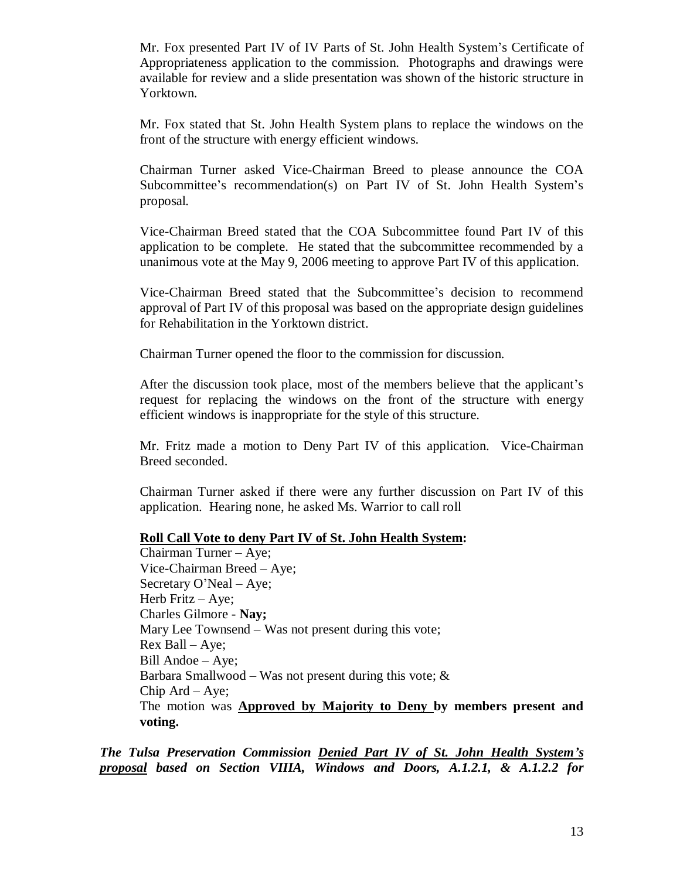Mr. Fox presented Part IV of IV Parts of St. John Health System's Certificate of Appropriateness application to the commission. Photographs and drawings were available for review and a slide presentation was shown of the historic structure in Yorktown.

Mr. Fox stated that St. John Health System plans to replace the windows on the front of the structure with energy efficient windows.

Chairman Turner asked Vice-Chairman Breed to please announce the COA Subcommittee's recommendation(s) on Part IV of St. John Health System's proposal.

Vice-Chairman Breed stated that the COA Subcommittee found Part IV of this application to be complete. He stated that the subcommittee recommended by a unanimous vote at the May 9, 2006 meeting to approve Part IV of this application.

Vice-Chairman Breed stated that the Subcommittee's decision to recommend approval of Part IV of this proposal was based on the appropriate design guidelines for Rehabilitation in the Yorktown district.

Chairman Turner opened the floor to the commission for discussion.

After the discussion took place, most of the members believe that the applicant's request for replacing the windows on the front of the structure with energy efficient windows is inappropriate for the style of this structure.

Mr. Fritz made a motion to Deny Part IV of this application. Vice-Chairman Breed seconded.

Chairman Turner asked if there were any further discussion on Part IV of this application. Hearing none, he asked Ms. Warrior to call roll

**<u>Roll Call Vote to deny Part IV of St. John Health System</u>:**
Chairman Turner – Aye;
Vice-Chairman Breed – Aye;
Secretary O'Neal – Aye;
Herb Fritz – Aye;
Charles Gilmore - **Nay;**
Mary Lee Townsend – Was not present during this vote;
Rex Ball – Aye;
Bill Andoe – Aye;
Barbara Smallwood – Was not present during this vote; &
Chip Ard – Aye;
The motion was **<u>Approved by Majority to Deny</u> by members present and voting.**

***The Tulsa Preservation Commission <u>Denied Part IV of St. John Health System's proposal</u> based on Section VIIIA, Windows and Doors, A.1.2.1, & A.1.2.2 for***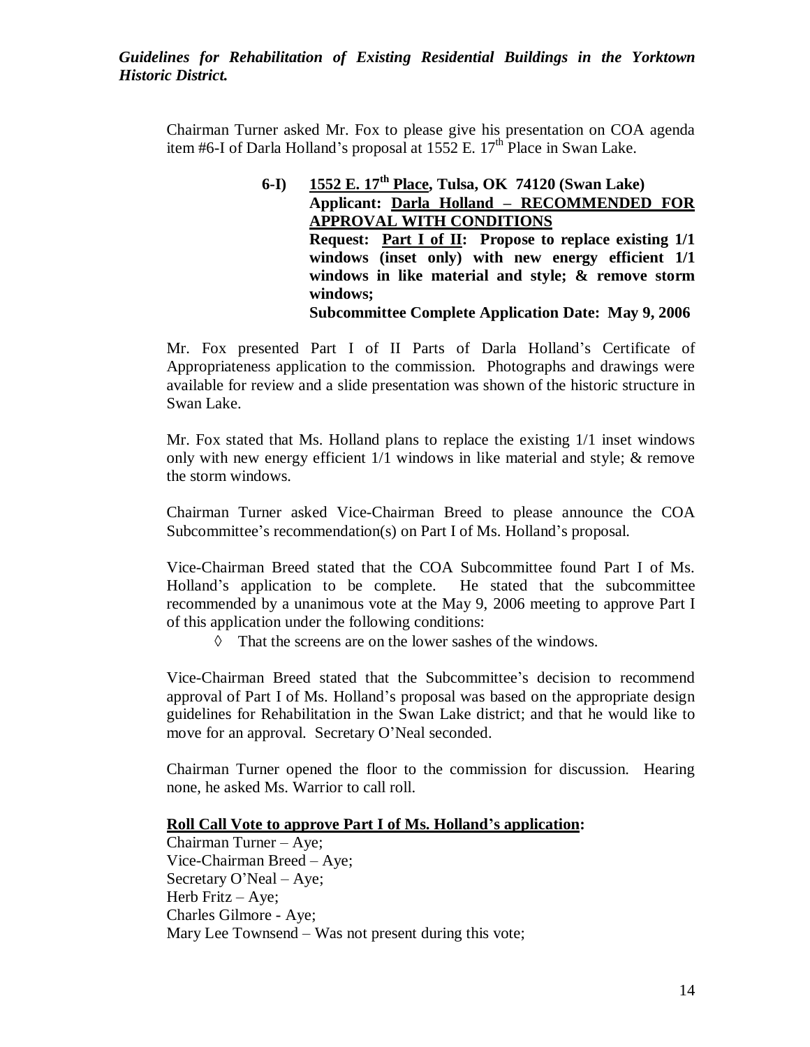***Guidelines for Rehabilitation of Existing Residential Buildings in the Yorktown Historic District.***

Chairman Turner asked Mr. Fox to please give his presentation on COA agenda item #6-I of Darla Holland's proposal at 1552 E. 17th Place in Swan Lake.

> **6-I) <u>1552 E. 17th Place</u>, Tulsa, OK 74120 (Swan Lake)**
> **Applicant: <u>Darla Holland – RECOMMENDED FOR APPROVAL WITH CONDITIONS</u>**
> **Request: <u>Part I of II</u>: Propose to replace existing 1/1 windows (inset only) with new energy efficient 1/1 windows in like material and style; & remove storm windows;**
> **Subcommittee Complete Application Date: May 9, 2006**

Mr. Fox presented Part I of II Parts of Darla Holland's Certificate of Appropriateness application to the commission. Photographs and drawings were available for review and a slide presentation was shown of the historic structure in Swan Lake.

Mr. Fox stated that Ms. Holland plans to replace the existing 1/1 inset windows only with new energy efficient 1/1 windows in like material and style; & remove the storm windows.

Chairman Turner asked Vice-Chairman Breed to please announce the COA Subcommittee's recommendation(s) on Part I of Ms. Holland's proposal.

Vice-Chairman Breed stated that the COA Subcommittee found Part I of Ms. Holland's application to be complete. He stated that the subcommittee recommended by a unanimous vote at the May 9, 2006 meeting to approve Part I of this application under the following conditions:

- That the screens are on the lower sashes of the windows.

Vice-Chairman Breed stated that the Subcommittee's decision to recommend approval of Part I of Ms. Holland's proposal was based on the appropriate design guidelines for Rehabilitation in the Swan Lake district; and that he would like to move for an approval. Secretary O'Neal seconded.

Chairman Turner opened the floor to the commission for discussion. Hearing none, he asked Ms. Warrior to call roll.

**<u>Roll Call Vote to approve Part I of Ms. Holland's application</u>:**

Chairman Turner – Aye;
Vice-Chairman Breed – Aye;
Secretary O'Neal – Aye;
Herb Fritz – Aye;
Charles Gilmore - Aye;
Mary Lee Townsend – Was not present during this vote;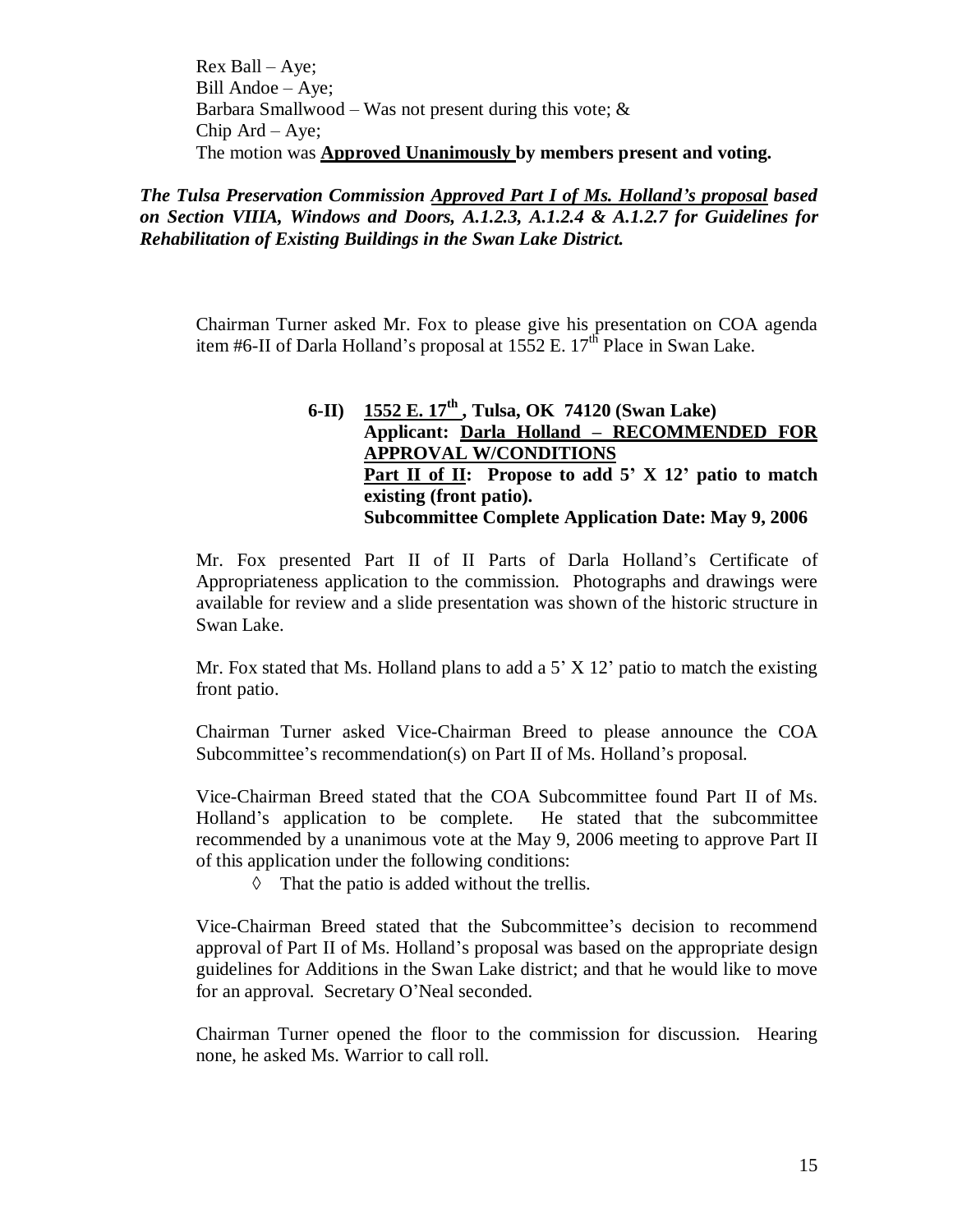Rex Ball – Aye;
Bill Andoe – Aye;
Barbara Smallwood – Was not present during this vote; &
Chip Ard – Aye;
The motion was **Approved Unanimously by members present and voting.**

***The Tulsa Preservation Commission Approved Part I of Ms. Holland's proposal based on Section VIIIA, Windows and Doors, A.1.2.3, A.1.2.4 & A.1.2.7 for Guidelines for Rehabilitation of Existing Buildings in the Swan Lake District.***

Chairman Turner asked Mr. Fox to please give his presentation on COA agenda item #6-II of Darla Holland's proposal at 1552 E. 17th Place in Swan Lake.

**6-II) 1552 E. 17th , Tulsa, OK 74120 (Swan Lake)**
**Applicant: Darla Holland – RECOMMENDED FOR APPROVAL W/CONDITIONS**
**Part II of II: Propose to add 5' X 12' patio to match existing (front patio).**
**Subcommittee Complete Application Date: May 9, 2006**

Mr. Fox presented Part II of II Parts of Darla Holland's Certificate of Appropriateness application to the commission. Photographs and drawings were available for review and a slide presentation was shown of the historic structure in Swan Lake.

Mr. Fox stated that Ms. Holland plans to add a 5' X 12' patio to match the existing front patio.

Chairman Turner asked Vice-Chairman Breed to please announce the COA Subcommittee's recommendation(s) on Part II of Ms. Holland's proposal.

Vice-Chairman Breed stated that the COA Subcommittee found Part II of Ms. Holland's application to be complete. He stated that the subcommittee recommended by a unanimous vote at the May 9, 2006 meeting to approve Part II of this application under the following conditions:

- That the patio is added without the trellis.

Vice-Chairman Breed stated that the Subcommittee's decision to recommend approval of Part II of Ms. Holland's proposal was based on the appropriate design guidelines for Additions in the Swan Lake district; and that he would like to move for an approval. Secretary O'Neal seconded.

Chairman Turner opened the floor to the commission for discussion. Hearing none, he asked Ms. Warrior to call roll.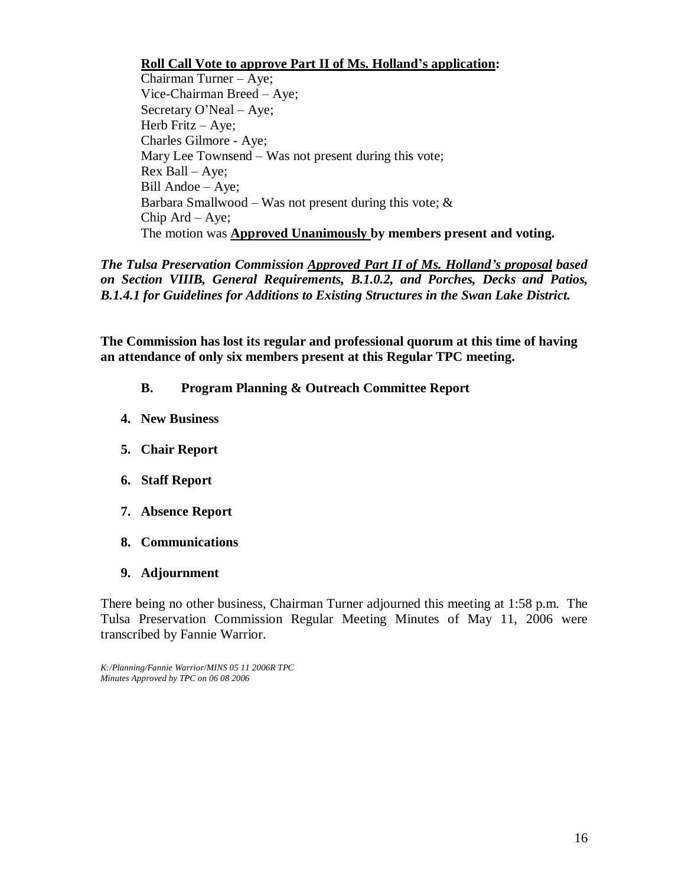**<u>Roll Call Vote to approve Part II of Ms. Holland's application</u>:**

Chairman Turner – Aye;
Vice-Chairman Breed – Aye;
Secretary O'Neal – Aye;
Herb Fritz – Aye;
Charles Gilmore - Aye;
Mary Lee Townsend – Was not present during this vote;
Rex Ball – Aye;
Bill Andoe – Aye;
Barbara Smallwood – Was not present during this vote; &
Chip Ard – Aye;
The motion was **<u>Approved Unanimously</u> by members present and voting.**

***The Tulsa Preservation Commission <u>Approved Part II of Ms. Holland's proposal</u> based on Section VIIIB, General Requirements, B.1.0.2, and Porches, Decks and Patios, B.1.4.1 for Guidelines for Additions to Existing Structures in the Swan Lake District.***

**The Commission has lost its regular and professional quorum at this time of having an attendance of only six members present at this Regular TPC meeting.**

**B. Program Planning & Outreach Committee Report**

**4. New Business**

**5. Chair Report**

**6. Staff Report**

**7. Absence Report**

**8. Communications**

**9. Adjournment**

There being no other business, Chairman Turner adjourned this meeting at 1:58 p.m. The Tulsa Preservation Commission Regular Meeting Minutes of May 11, 2006 were transcribed by Fannie Warrior.

*K:/Planning/Fannie Warrior/MINS 05 11 2006R TPC*
*Minutes Approved by TPC on 06 08 2006*